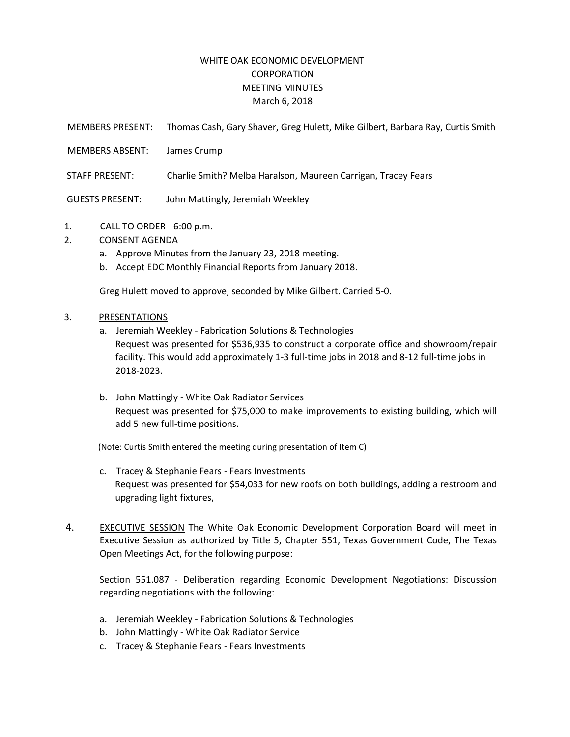# WHITE OAK ECONOMIC DEVELOPMENT CORPORATION MEETING MINUTES

March 6, 2018

MEMBERS PRESENT: Thomas Cash, Gary Shaver, Greg Hulett, Mike Gilbert, Barbara Ray, Curtis Smith

MEMBERS ABSENT: James Crump

STAFF PRESENT: Charlie Smith? Melba Haralson, Maureen Carrigan, Tracey Fears

GUESTS PRESENT: John Mattingly, Jeremiah Weekley

1. CALL TO ORDER - 6:00 p.m.
2. CONSENT AGENDA
   a. Approve Minutes from the January 23, 2018 meeting.
   b. Accept EDC Monthly Financial Reports from January 2018.

   Greg Hulett moved to approve, seconded by Mike Gilbert. Carried 5-0.

3. PRESENTATIONS
   a. Jeremiah Weekley - Fabrication Solutions & Technologies
      Request was presented for $536,935 to construct a corporate office and showroom/repair facility. This would add approximately 1-3 full-time jobs in 2018 and 8-12 full-time jobs in 2018-2023.

   b. John Mattingly - White Oak Radiator Services
      Request was presented for $75,000 to make improvements to existing building, which will add 5 new full-time positions.

   (Note: Curtis Smith entered the meeting during presentation of Item C)

   c. Tracey & Stephanie Fears - Fears Investments
      Request was presented for $54,033 for new roofs on both buildings, adding a restroom and upgrading light fixtures,

4. EXECUTIVE SESSION The White Oak Economic Development Corporation Board will meet in Executive Session as authorized by Title 5, Chapter 551, Texas Government Code, The Texas Open Meetings Act, for the following purpose:

   Section 551.087 - Deliberation regarding Economic Development Negotiations: Discussion regarding negotiations with the following:

   a. Jeremiah Weekley - Fabrication Solutions & Technologies
   b. John Mattingly - White Oak Radiator Service
   c. Tracey & Stephanie Fears - Fears Investments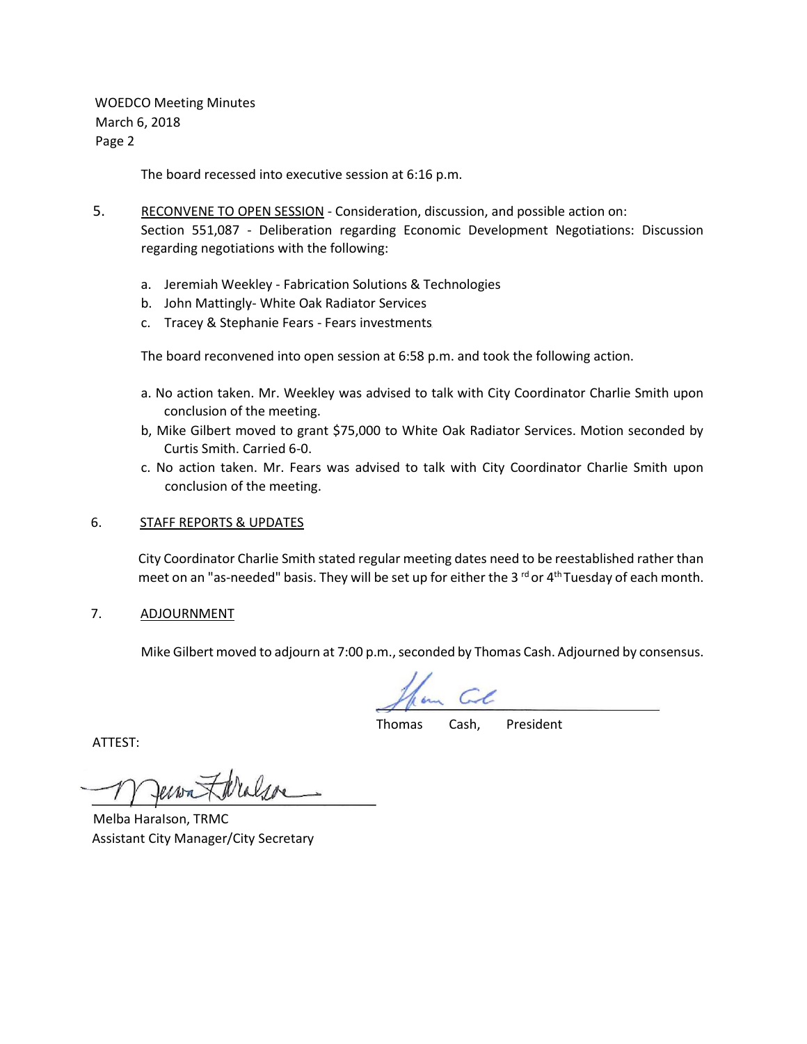The board recessed into executive session at 6:16 p.m.

5. RECONVENE TO OPEN SESSION - Consideration, discussion, and possible action on: Section 551,087 - Deliberation regarding Economic Development Negotiations: Discussion regarding negotiations with the following:

   a. Jeremiah Weekley - Fabrication Solutions & Technologies
   b. John Mattingly- White Oak Radiator Services
   c. Tracey & Stephanie Fears - Fears investments

   The board reconvened into open session at 6:58 p.m. and took the following action.

   a. No action taken. Mr. Weekley was advised to talk with City Coordinator Charlie Smith upon conclusion of the meeting.
   b, Mike Gilbert moved to grant $75,000 to White Oak Radiator Services. Motion seconded by Curtis Smith. Carried 6-0.
   c. No action taken. Mr. Fears was advised to talk with City Coordinator Charlie Smith upon conclusion of the meeting.

6. STAFF REPORTS & UPDATES

   City Coordinator Charlie Smith stated regular meeting dates need to be reestablished rather than meet on an "as-needed" basis. They will be set up for either the 3rd or 4th Tuesday of each month.

7. ADJOURNMENT

   Mike Gilbert moved to adjourn at 7:00 p.m., seconded by Thomas Cash. Adjourned by consensus.

Thomas Cash, President

ATTEST:

Melba Haralson, TRMC
Assistant City Manager/City Secretary